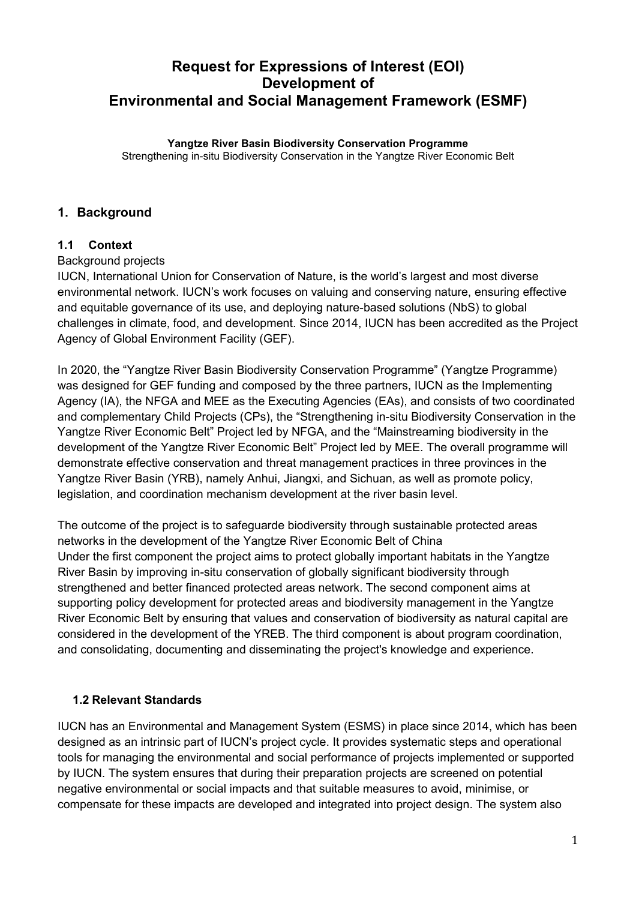# Request for Expressions of Interest (EOI)
# Development of
# Environmental and Social Management Framework (ESMF)

**Yangtze River Basin Biodiversity Conservation Programme**
Strengthening in-situ Biodiversity Conservation in the Yangtze River Economic Belt

## 1. Background

### 1.1 Context

Background projects
IUCN, International Union for Conservation of Nature, is the world's largest and most diverse environmental network. IUCN's work focuses on valuing and conserving nature, ensuring effective and equitable governance of its use, and deploying nature-based solutions (NbS) to global challenges in climate, food, and development. Since 2014, IUCN has been accredited as the Project Agency of Global Environment Facility (GEF).

In 2020, the "Yangtze River Basin Biodiversity Conservation Programme" (Yangtze Programme) was designed for GEF funding and composed by the three partners, IUCN as the Implementing Agency (IA), the NFGA and MEE as the Executing Agencies (EAs), and consists of two coordinated and complementary Child Projects (CPs), the "Strengthening in-situ Biodiversity Conservation in the Yangtze River Economic Belt" Project led by NFGA, and the "Mainstreaming biodiversity in the development of the Yangtze River Economic Belt" Project led by MEE. The overall programme will demonstrate effective conservation and threat management practices in three provinces in the Yangtze River Basin (YRB), namely Anhui, Jiangxi, and Sichuan, as well as promote policy, legislation, and coordination mechanism development at the river basin level.

The outcome of the project is to safeguarde biodiversity through sustainable protected areas networks in the development of the Yangtze River Economic Belt of China
Under the first component the project aims to protect globally important habitats in the Yangtze River Basin by improving in-situ conservation of globally significant biodiversity through strengthened and better financed protected areas network. The second component aims at supporting policy development for protected areas and biodiversity management in the Yangtze River Economic Belt by ensuring that values and conservation of biodiversity as natural capital are considered in the development of the YREB. The third component is about program coordination, and consolidating, documenting and disseminating the project's knowledge and experience.

### 1.2 Relevant Standards

IUCN has an Environmental and Management System (ESMS) in place since 2014, which has been designed as an intrinsic part of IUCN's project cycle. It provides systematic steps and operational tools for managing the environmental and social performance of projects implemented or supported by IUCN. The system ensures that during their preparation projects are screened on potential negative environmental or social impacts and that suitable measures to avoid, minimise, or compensate for these impacts are developed and integrated into project design. The system also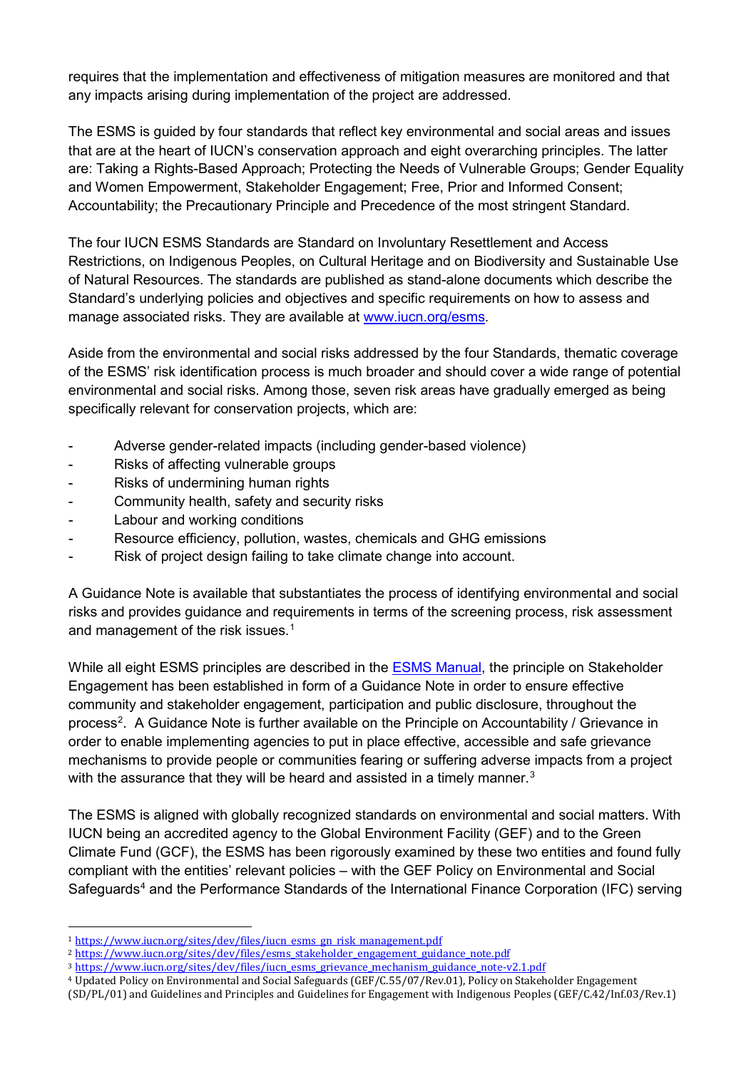requires that the implementation and effectiveness of mitigation measures are monitored and that any impacts arising during implementation of the project are addressed.

The ESMS is guided by four standards that reflect key environmental and social areas and issues that are at the heart of IUCN's conservation approach and eight overarching principles. The latter are: Taking a Rights-Based Approach; Protecting the Needs of Vulnerable Groups; Gender Equality and Women Empowerment, Stakeholder Engagement; Free, Prior and Informed Consent; Accountability; the Precautionary Principle and Precedence of the most stringent Standard.

The four IUCN ESMS Standards are Standard on Involuntary Resettlement and Access Restrictions, on Indigenous Peoples, on Cultural Heritage and on Biodiversity and Sustainable Use of Natural Resources. The standards are published as stand-alone documents which describe the Standard's underlying policies and objectives and specific requirements on how to assess and manage associated risks. They are available at [www.iucn.org/esms](www.iucn.org/esms).

Aside from the environmental and social risks addressed by the four Standards, thematic coverage of the ESMS' risk identification process is much broader and should cover a wide range of potential environmental and social risks. Among those, seven risk areas have gradually emerged as being specifically relevant for conservation projects, which are:

- Adverse gender-related impacts (including gender-based violence)
- Risks of affecting vulnerable groups
- Risks of undermining human rights
- Community health, safety and security risks
- Labour and working conditions
- Resource efficiency, pollution, wastes, chemicals and GHG emissions
- Risk of project design failing to take climate change into account.

A Guidance Note is available that substantiates the process of identifying environmental and social risks and provides guidance and requirements in terms of the screening process, risk assessment and management of the risk issues.[1]

While all eight ESMS principles are described in the ESMS Manual, the principle on Stakeholder Engagement has been established in form of a Guidance Note in order to ensure effective community and stakeholder engagement, participation and public disclosure, throughout the process[2]. A Guidance Note is further available on the Principle on Accountability / Grievance in order to enable implementing agencies to put in place effective, accessible and safe grievance mechanisms to provide people or communities fearing or suffering adverse impacts from a project with the assurance that they will be heard and assisted in a timely manner.[3]

The ESMS is aligned with globally recognized standards on environmental and social matters. With IUCN being an accredited agency to the Global Environment Facility (GEF) and to the Green Climate Fund (GCF), the ESMS has been rigorously examined by these two entities and found fully compliant with the entities' relevant policies – with the GEF Policy on Environmental and Social Safeguards[4] and the Performance Standards of the International Finance Corporation (IFC) serving

---

[1] https://www.iucn.org/sites/dev/files/iucn_esms_gn_risk_management.pdf

[2] https://www.iucn.org/sites/dev/files/esms_stakeholder_engagement_guidance_note.pdf

[3] https://www.iucn.org/sites/dev/files/iucn_esms_grievance_mechanism_guidance_note-v2.1.pdf

[4] Updated Policy on Environmental and Social Safeguards (GEF/C.55/07/Rev.01), Policy on Stakeholder Engagement (SD/PL/01) and Guidelines and Principles and Guidelines for Engagement with Indigenous Peoples (GEF/C.42/Inf.03/Rev.1)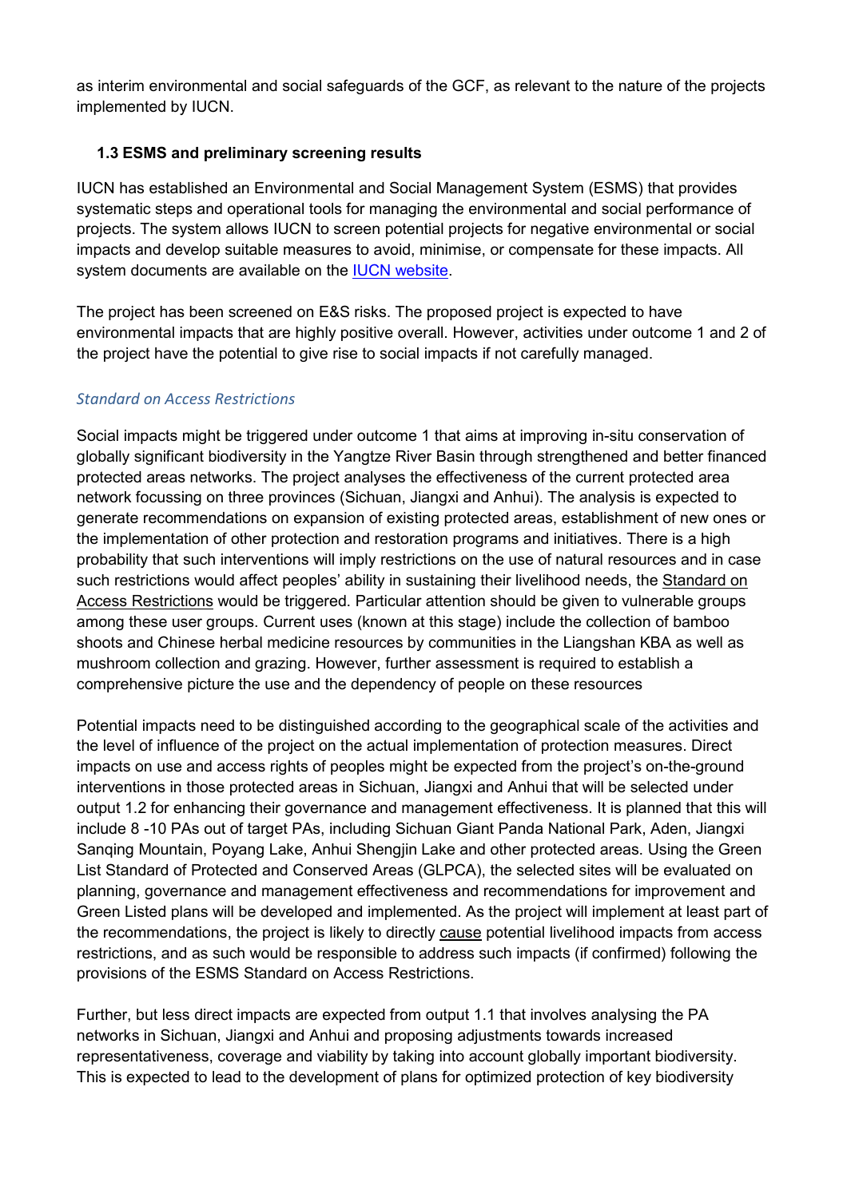as interim environmental and social safeguards of the GCF, as relevant to the nature of the projects implemented by IUCN.

### 1.3 ESMS and preliminary screening results

IUCN has established an Environmental and Social Management System (ESMS) that provides systematic steps and operational tools for managing the environmental and social performance of projects. The system allows IUCN to screen potential projects for negative environmental or social impacts and develop suitable measures to avoid, minimise, or compensate for these impacts. All system documents are available on the IUCN website.

The project has been screened on E&S risks. The proposed project is expected to have environmental impacts that are highly positive overall. However, activities under outcome 1 and 2 of the project have the potential to give rise to social impacts if not carefully managed.

#### *Standard on Access Restrictions*

Social impacts might be triggered under outcome 1 that aims at improving in-situ conservation of globally significant biodiversity in the Yangtze River Basin through strengthened and better financed protected areas networks. The project analyses the effectiveness of the current protected area network focussing on three provinces (Sichuan, Jiangxi and Anhui). The analysis is expected to generate recommendations on expansion of existing protected areas, establishment of new ones or the implementation of other protection and restoration programs and initiatives. There is a high probability that such interventions will imply restrictions on the use of natural resources and in case such restrictions would affect peoples' ability in sustaining their livelihood needs, the Standard on Access Restrictions would be triggered. Particular attention should be given to vulnerable groups among these user groups. Current uses (known at this stage) include the collection of bamboo shoots and Chinese herbal medicine resources by communities in the Liangshan KBA as well as mushroom collection and grazing. However, further assessment is required to establish a comprehensive picture the use and the dependency of people on these resources

Potential impacts need to be distinguished according to the geographical scale of the activities and the level of influence of the project on the actual implementation of protection measures. Direct impacts on use and access rights of peoples might be expected from the project's on-the-ground interventions in those protected areas in Sichuan, Jiangxi and Anhui that will be selected under output 1.2 for enhancing their governance and management effectiveness. It is planned that this will include 8 -10 PAs out of target PAs, including Sichuan Giant Panda National Park, Aden, Jiangxi Sanqing Mountain, Poyang Lake, Anhui Shengjin Lake and other protected areas. Using the Green List Standard of Protected and Conserved Areas (GLPCA), the selected sites will be evaluated on planning, governance and management effectiveness and recommendations for improvement and Green Listed plans will be developed and implemented. As the project will implement at least part of the recommendations, the project is likely to directly cause potential livelihood impacts from access restrictions, and as such would be responsible to address such impacts (if confirmed) following the provisions of the ESMS Standard on Access Restrictions.

Further, but less direct impacts are expected from output 1.1 that involves analysing the PA networks in Sichuan, Jiangxi and Anhui and proposing adjustments towards increased representativeness, coverage and viability by taking into account globally important biodiversity. This is expected to lead to the development of plans for optimized protection of key biodiversity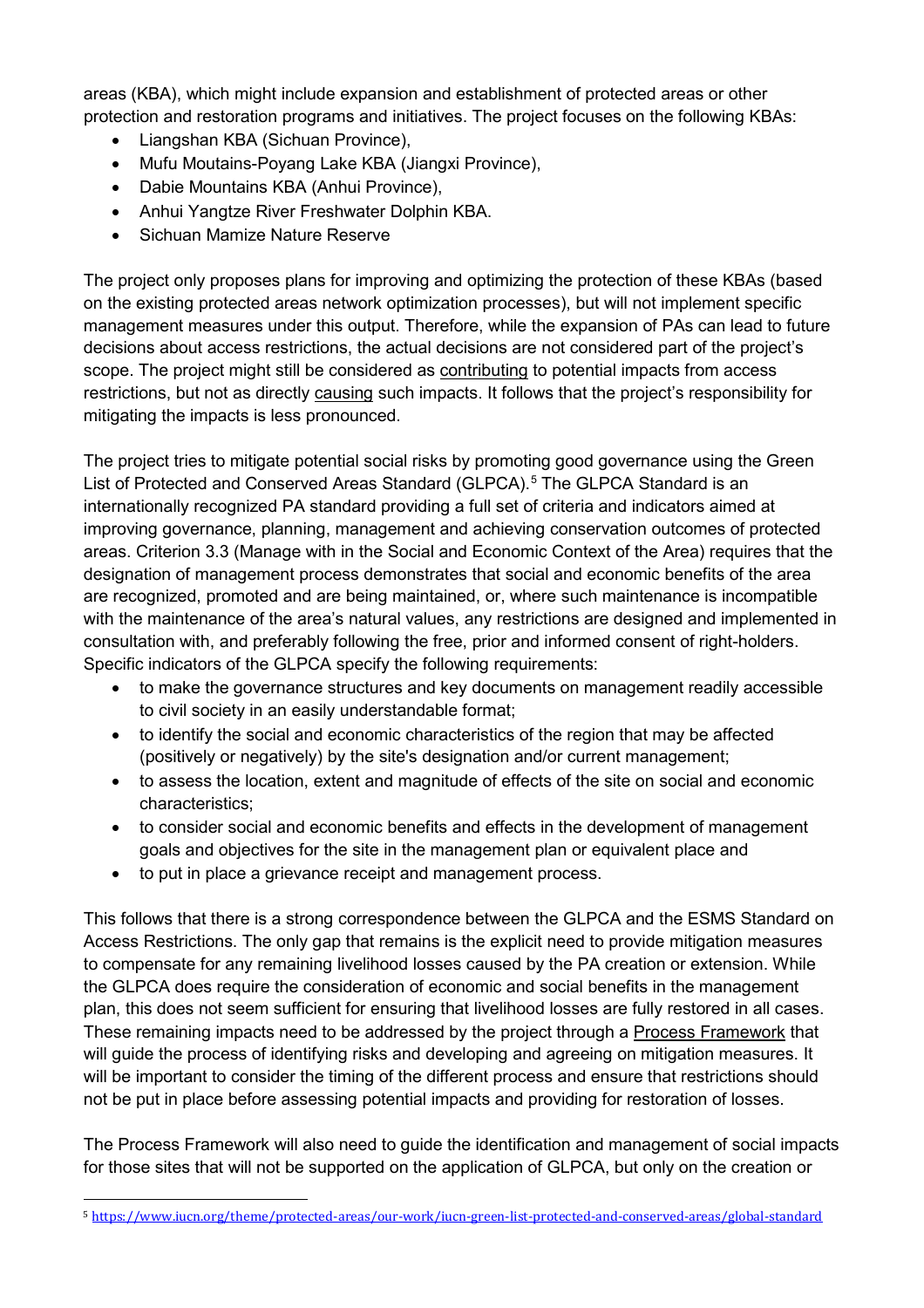areas (KBA), which might include expansion and establishment of protected areas or other protection and restoration programs and initiatives. The project focuses on the following KBAs:

- Liangshan KBA (Sichuan Province),
- Mufu Moutains-Poyang Lake KBA (Jiangxi Province),
- Dabie Mountains KBA (Anhui Province),
- Anhui Yangtze River Freshwater Dolphin KBA.
- Sichuan Mamize Nature Reserve

The project only proposes plans for improving and optimizing the protection of these KBAs (based on the existing protected areas network optimization processes), but will not implement specific management measures under this output. Therefore, while the expansion of PAs can lead to future decisions about access restrictions, the actual decisions are not considered part of the project's scope. The project might still be considered as contributing to potential impacts from access restrictions, but not as directly causing such impacts. It follows that the project's responsibility for mitigating the impacts is less pronounced.

The project tries to mitigate potential social risks by promoting good governance using the Green List of Protected and Conserved Areas Standard (GLPCA).[5] The GLPCA Standard is an internationally recognized PA standard providing a full set of criteria and indicators aimed at improving governance, planning, management and achieving conservation outcomes of protected areas. Criterion 3.3 (Manage with in the Social and Economic Context of the Area) requires that the designation of management process demonstrates that social and economic benefits of the area are recognized, promoted and are being maintained, or, where such maintenance is incompatible with the maintenance of the area's natural values, any restrictions are designed and implemented in consultation with, and preferably following the free, prior and informed consent of right-holders. Specific indicators of the GLPCA specify the following requirements:

- to make the governance structures and key documents on management readily accessible to civil society in an easily understandable format;
- to identify the social and economic characteristics of the region that may be affected (positively or negatively) by the site's designation and/or current management;
- to assess the location, extent and magnitude of effects of the site on social and economic characteristics;
- to consider social and economic benefits and effects in the development of management goals and objectives for the site in the management plan or equivalent place and
- to put in place a grievance receipt and management process.

This follows that there is a strong correspondence between the GLPCA and the ESMS Standard on Access Restrictions. The only gap that remains is the explicit need to provide mitigation measures to compensate for any remaining livelihood losses caused by the PA creation or extension. While the GLPCA does require the consideration of economic and social benefits in the management plan, this does not seem sufficient for ensuring that livelihood losses are fully restored in all cases. These remaining impacts need to be addressed by the project through a Process Framework that will guide the process of identifying risks and developing and agreeing on mitigation measures. It will be important to consider the timing of the different process and ensure that restrictions should not be put in place before assessing potential impacts and providing for restoration of losses.

The Process Framework will also need to guide the identification and management of social impacts for those sites that will not be supported on the application of GLPCA, but only on the creation or

[5] https://www.iucn.org/theme/protected-areas/our-work/iucn-green-list-protected-and-conserved-areas/global-standard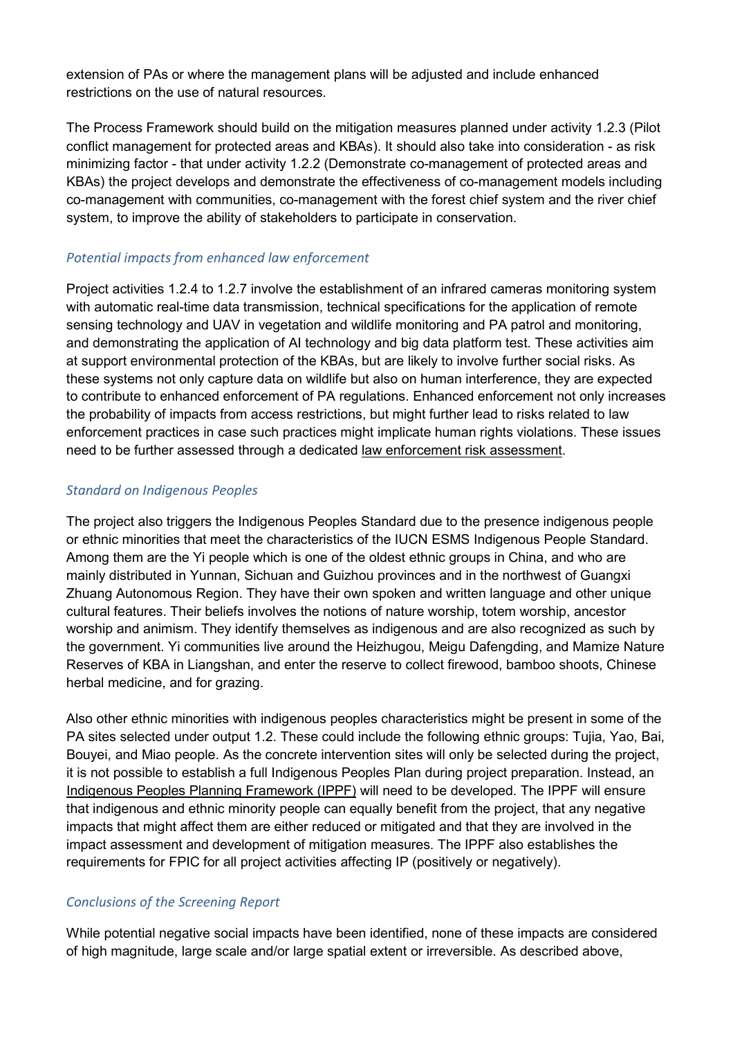extension of PAs or where the management plans will be adjusted and include enhanced restrictions on the use of natural resources.

The Process Framework should build on the mitigation measures planned under activity 1.2.3 (Pilot conflict management for protected areas and KBAs). It should also take into consideration - as risk minimizing factor - that under activity 1.2.2 (Demonstrate co-management of protected areas and KBAs) the project develops and demonstrate the effectiveness of co-management models including co-management with communities, co-management with the forest chief system and the river chief system, to improve the ability of stakeholders to participate in conservation.

### *Potential impacts from enhanced law enforcement*

Project activities 1.2.4 to 1.2.7 involve the establishment of an infrared cameras monitoring system with automatic real-time data transmission, technical specifications for the application of remote sensing technology and UAV in vegetation and wildlife monitoring and PA patrol and monitoring, and demonstrating the application of AI technology and big data platform test. These activities aim at support environmental protection of the KBAs, but are likely to involve further social risks. As these systems not only capture data on wildlife but also on human interference, they are expected to contribute to enhanced enforcement of PA regulations. Enhanced enforcement not only increases the probability of impacts from access restrictions, but might further lead to risks related to law enforcement practices in case such practices might implicate human rights violations. These issues need to be further assessed through a dedicated <u>law enforcement risk assessment</u>.

### *Standard on Indigenous Peoples*

The project also triggers the Indigenous Peoples Standard due to the presence indigenous people or ethnic minorities that meet the characteristics of the IUCN ESMS Indigenous People Standard. Among them are the Yi people which is one of the oldest ethnic groups in China, and who are mainly distributed in Yunnan, Sichuan and Guizhou provinces and in the northwest of Guangxi Zhuang Autonomous Region. They have their own spoken and written language and other unique cultural features. Their beliefs involves the notions of nature worship, totem worship, ancestor worship and animism. They identify themselves as indigenous and are also recognized as such by the government. Yi communities live around the Heizhugou, Meigu Dafengding, and Mamize Nature Reserves of KBA in Liangshan, and enter the reserve to collect firewood, bamboo shoots, Chinese herbal medicine, and for grazing.

Also other ethnic minorities with indigenous peoples characteristics might be present in some of the PA sites selected under output 1.2. These could include the following ethnic groups: Tujia, Yao, Bai, Bouyei, and Miao people. As the concrete intervention sites will only be selected during the project, it is not possible to establish a full Indigenous Peoples Plan during project preparation. Instead, an <u>Indigenous Peoples Planning Framework (IPPF)</u> will need to be developed. The IPPF will ensure that indigenous and ethnic minority people can equally benefit from the project, that any negative impacts that might affect them are either reduced or mitigated and that they are involved in the impact assessment and development of mitigation measures. The IPPF also establishes the requirements for FPIC for all project activities affecting IP (positively or negatively).

### *Conclusions of the Screening Report*

While potential negative social impacts have been identified, none of these impacts are considered of high magnitude, large scale and/or large spatial extent or irreversible. As described above,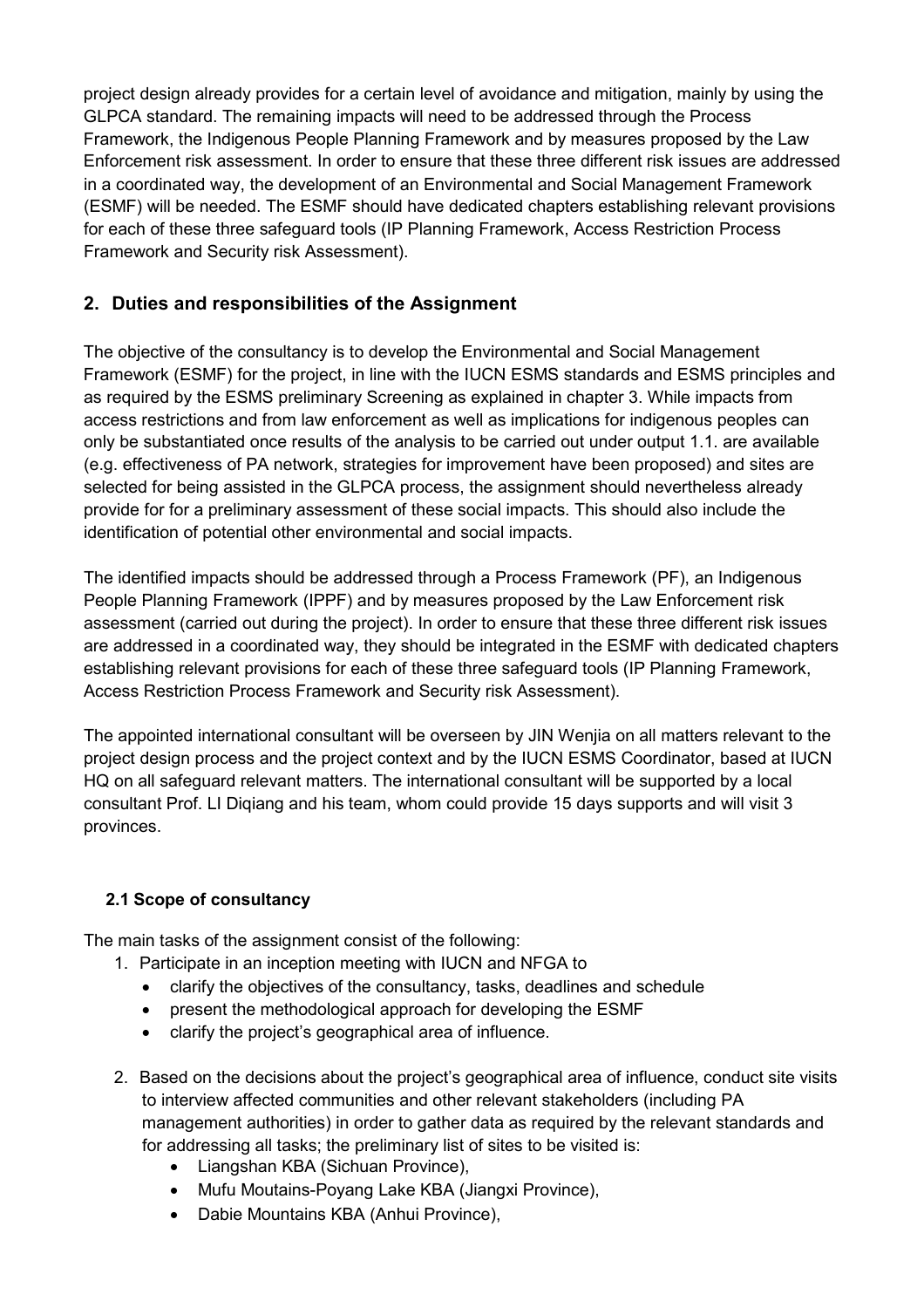project design already provides for a certain level of avoidance and mitigation, mainly by using the GLPCA standard. The remaining impacts will need to be addressed through the Process Framework, the Indigenous People Planning Framework and by measures proposed by the Law Enforcement risk assessment. In order to ensure that these three different risk issues are addressed in a coordinated way, the development of an Environmental and Social Management Framework (ESMF) will be needed. The ESMF should have dedicated chapters establishing relevant provisions for each of these three safeguard tools (IP Planning Framework, Access Restriction Process Framework and Security risk Assessment).

## 2. Duties and responsibilities of the Assignment

The objective of the consultancy is to develop the Environmental and Social Management Framework (ESMF) for the project, in line with the IUCN ESMS standards and ESMS principles and as required by the ESMS preliminary Screening as explained in chapter 3. While impacts from access restrictions and from law enforcement as well as implications for indigenous peoples can only be substantiated once results of the analysis to be carried out under output 1.1. are available (e.g. effectiveness of PA network, strategies for improvement have been proposed) and sites are selected for being assisted in the GLPCA process, the assignment should nevertheless already provide for for a preliminary assessment of these social impacts. This should also include the identification of potential other environmental and social impacts.

The identified impacts should be addressed through a Process Framework (PF), an Indigenous People Planning Framework (IPPF) and by measures proposed by the Law Enforcement risk assessment (carried out during the project). In order to ensure that these three different risk issues are addressed in a coordinated way, they should be integrated in the ESMF with dedicated chapters establishing relevant provisions for each of these three safeguard tools (IP Planning Framework, Access Restriction Process Framework and Security risk Assessment).

The appointed international consultant will be overseen by JIN Wenjia on all matters relevant to the project design process and the project context and by the IUCN ESMS Coordinator, based at IUCN HQ on all safeguard relevant matters. The international consultant will be supported by a local consultant Prof. LI Diqiang and his team, whom could provide 15 days supports and will visit 3 provinces.

### 2.1 Scope of consultancy

The main tasks of the assignment consist of the following:

1. Participate in an inception meeting with IUCN and NFGA to
   - clarify the objectives of the consultancy, tasks, deadlines and schedule
   - present the methodological approach for developing the ESMF
   - clarify the project's geographical area of influence.
2. Based on the decisions about the project's geographical area of influence, conduct site visits to interview affected communities and other relevant stakeholders (including PA management authorities) in order to gather data as required by the relevant standards and for addressing all tasks; the preliminary list of sites to be visited is:
   - Liangshan KBA (Sichuan Province),
   - Mufu Moutains-Poyang Lake KBA (Jiangxi Province),
   - Dabie Mountains KBA (Anhui Province),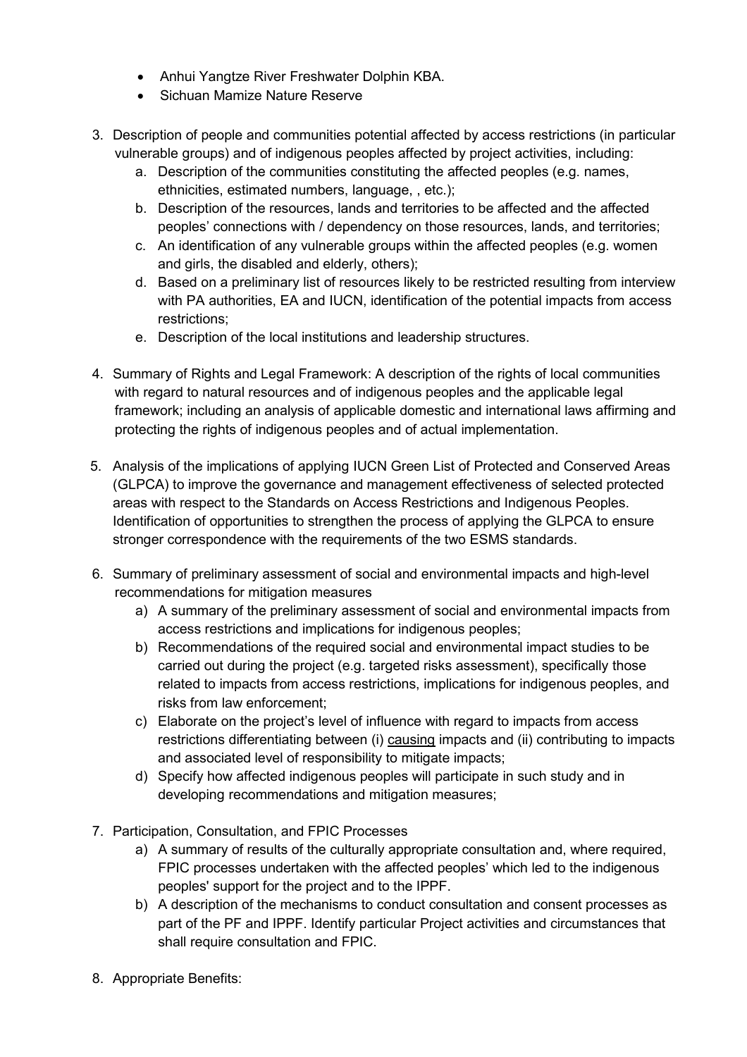- Anhui Yangtze River Freshwater Dolphin KBA.
- Sichuan Mamize Nature Reserve

3. Description of people and communities potential affected by access restrictions (in particular vulnerable groups) and of indigenous peoples affected by project activities, including:
   a. Description of the communities constituting the affected peoples (e.g. names, ethnicities, estimated numbers, language, , etc.);
   b. Description of the resources, lands and territories to be affected and the affected peoples' connections with / dependency on those resources, lands, and territories;
   c. An identification of any vulnerable groups within the affected peoples (e.g. women and girls, the disabled and elderly, others);
   d. Based on a preliminary list of resources likely to be restricted resulting from interview with PA authorities, EA and IUCN, identification of the potential impacts from access restrictions;
   e. Description of the local institutions and leadership structures.

4. Summary of Rights and Legal Framework: A description of the rights of local communities with regard to natural resources and of indigenous peoples and the applicable legal framework; including an analysis of applicable domestic and international laws affirming and protecting the rights of indigenous peoples and of actual implementation.

5. Analysis of the implications of applying IUCN Green List of Protected and Conserved Areas (GLPCA) to improve the governance and management effectiveness of selected protected areas with respect to the Standards on Access Restrictions and Indigenous Peoples. Identification of opportunities to strengthen the process of applying the GLPCA to ensure stronger correspondence with the requirements of the two ESMS standards.

6. Summary of preliminary assessment of social and environmental impacts and high-level recommendations for mitigation measures
   a) A summary of the preliminary assessment of social and environmental impacts from access restrictions and implications for indigenous peoples;
   b) Recommendations of the required social and environmental impact studies to be carried out during the project (e.g. targeted risks assessment), specifically those related to impacts from access restrictions, implications for indigenous peoples, and risks from law enforcement;
   c) Elaborate on the project's level of influence with regard to impacts from access restrictions differentiating between (i) <u>causing</u> impacts and (ii) contributing to impacts and associated level of responsibility to mitigate impacts;
   d) Specify how affected indigenous peoples will participate in such study and in developing recommendations and mitigation measures;

7. Participation, Consultation, and FPIC Processes
   a) A summary of results of the culturally appropriate consultation and, where required, FPIC processes undertaken with the affected peoples' which led to the indigenous peoples' support for the project and to the IPPF.
   b) A description of the mechanisms to conduct consultation and consent processes as part of the PF and IPPF. Identify particular Project activities and circumstances that shall require consultation and FPIC.

8. Appropriate Benefits: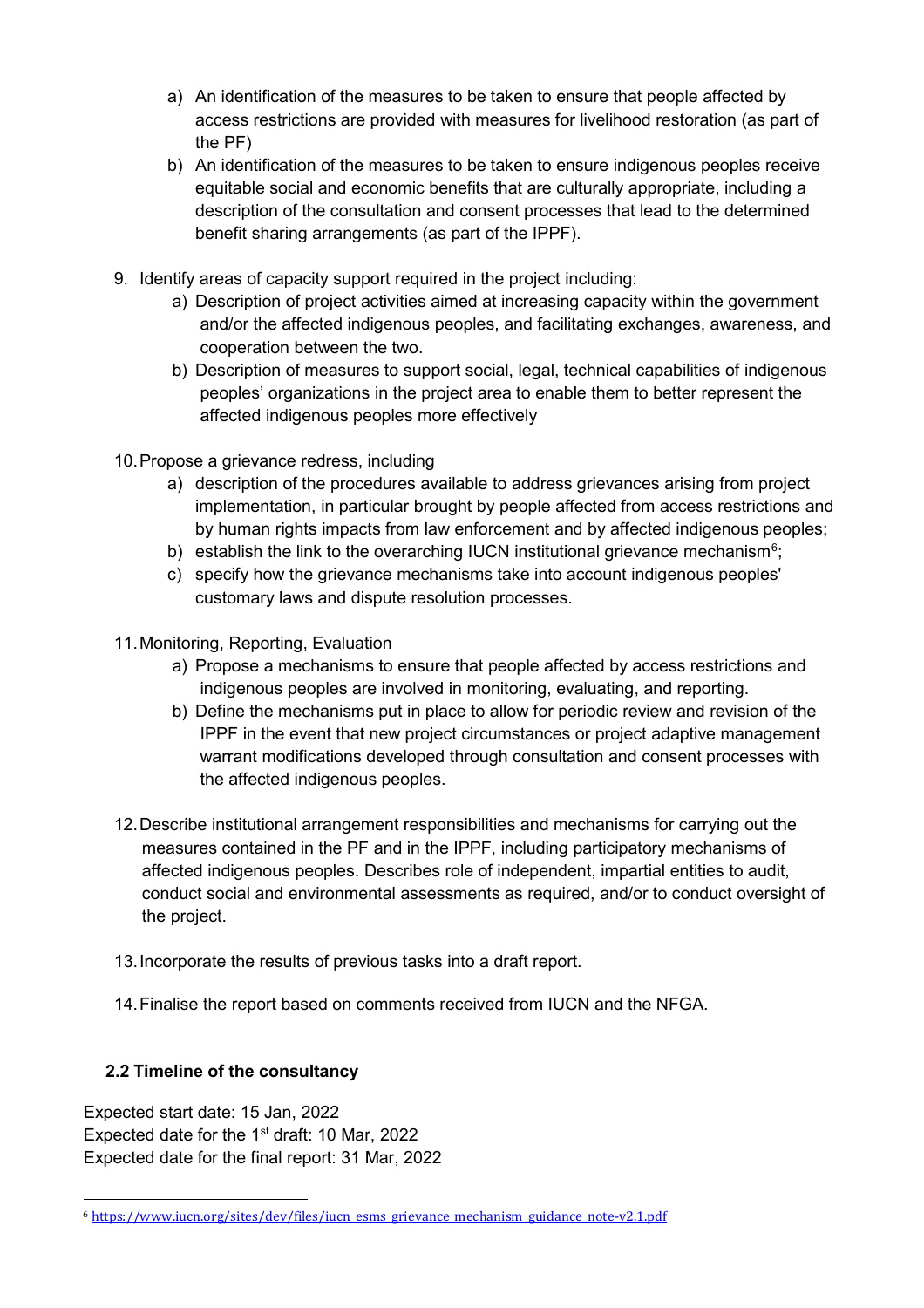a) An identification of the measures to be taken to ensure that people affected by access restrictions are provided with measures for livelihood restoration (as part of the PF)

b) An identification of the measures to be taken to ensure indigenous peoples receive equitable social and economic benefits that are culturally appropriate, including a description of the consultation and consent processes that lead to the determined benefit sharing arrangements (as part of the IPPF).

9. Identify areas of capacity support required in the project including:
   a) Description of project activities aimed at increasing capacity within the government and/or the affected indigenous peoples, and facilitating exchanges, awareness, and cooperation between the two.
   b) Description of measures to support social, legal, technical capabilities of indigenous peoples' organizations in the project area to enable them to better represent the affected indigenous peoples more effectively

10. Propose a grievance redress, including
    a) description of the procedures available to address grievances arising from project implementation, in particular brought by people affected from access restrictions and by human rights impacts from law enforcement and by affected indigenous peoples;
    b) establish the link to the overarching IUCN institutional grievance mechanism[6];
    c) specify how the grievance mechanisms take into account indigenous peoples' customary laws and dispute resolution processes.

11. Monitoring, Reporting, Evaluation
    a) Propose a mechanisms to ensure that people affected by access restrictions and indigenous peoples are involved in monitoring, evaluating, and reporting.
    b) Define the mechanisms put in place to allow for periodic review and revision of the IPPF in the event that new project circumstances or project adaptive management warrant modifications developed through consultation and consent processes with the affected indigenous peoples.

12. Describe institutional arrangement responsibilities and mechanisms for carrying out the measures contained in the PF and in the IPPF, including participatory mechanisms of affected indigenous peoples. Describes role of independent, impartial entities to audit, conduct social and environmental assessments as required, and/or to conduct oversight of the project.

13. Incorporate the results of previous tasks into a draft report.

14. Finalise the report based on comments received from IUCN and the NFGA.

### 2.2 Timeline of the consultancy

Expected start date: 15 Jan, 2022
Expected date for the 1st draft: 10 Mar, 2022
Expected date for the final report: 31 Mar, 2022

[6] https://www.iucn.org/sites/dev/files/iucn_esms_grievance_mechanism_guidance_note-v2.1.pdf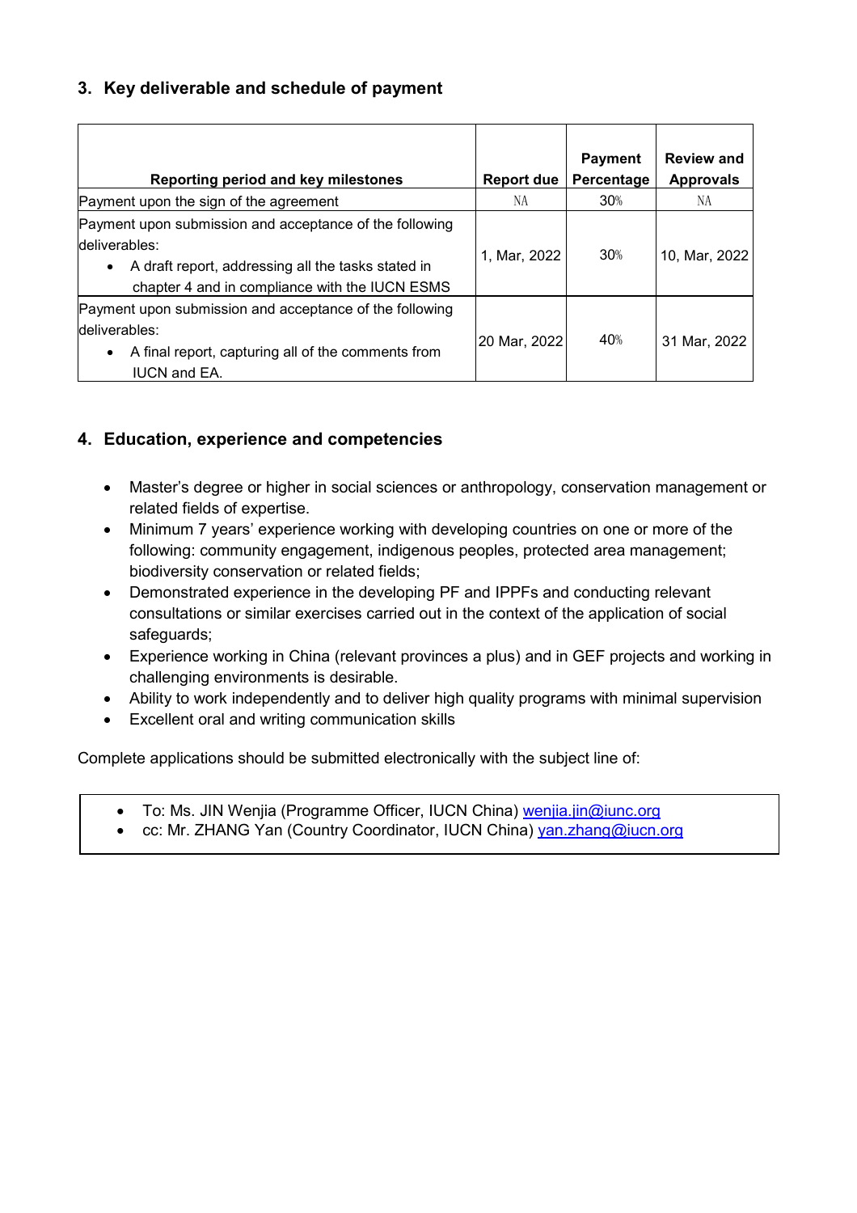### 3. Key deliverable and schedule of payment

| Reporting period and key milestones | Report due | Payment Percentage | Review and Approvals |
|---|---|---|---|
| Payment upon the sign of the agreement | NA | 30% | NA |
| Payment upon submission and acceptance of the following deliverables:<br>• A draft report, addressing all the tasks stated in chapter 4 and in compliance with the IUCN ESMS | 1, Mar, 2022 | 30% | 10, Mar, 2022 |
| Payment upon submission and acceptance of the following deliverables:<br>• A final report, capturing all of the comments from IUCN and EA. | 20 Mar, 2022 | 40% | 31 Mar, 2022 |

### 4. Education, experience and competencies

- Master's degree or higher in social sciences or anthropology, conservation management or related fields of expertise.
- Minimum 7 years' experience working with developing countries on one or more of the following: community engagement, indigenous peoples, protected area management; biodiversity conservation or related fields;
- Demonstrated experience in the developing PF and IPPFs and conducting relevant consultations or similar exercises carried out in the context of the application of social safeguards;
- Experience working in China (relevant provinces a plus) and in GEF projects and working in challenging environments is desirable.
- Ability to work independently and to deliver high quality programs with minimal supervision
- Excellent oral and writing communication skills

Complete applications should be submitted electronically with the subject line of:

- To: Ms. JIN Wenjia (Programme Officer, IUCN China) wenjia.jin@iunc.org
- cc: Mr. ZHANG Yan (Country Coordinator, IUCN China) yan.zhang@iucn.org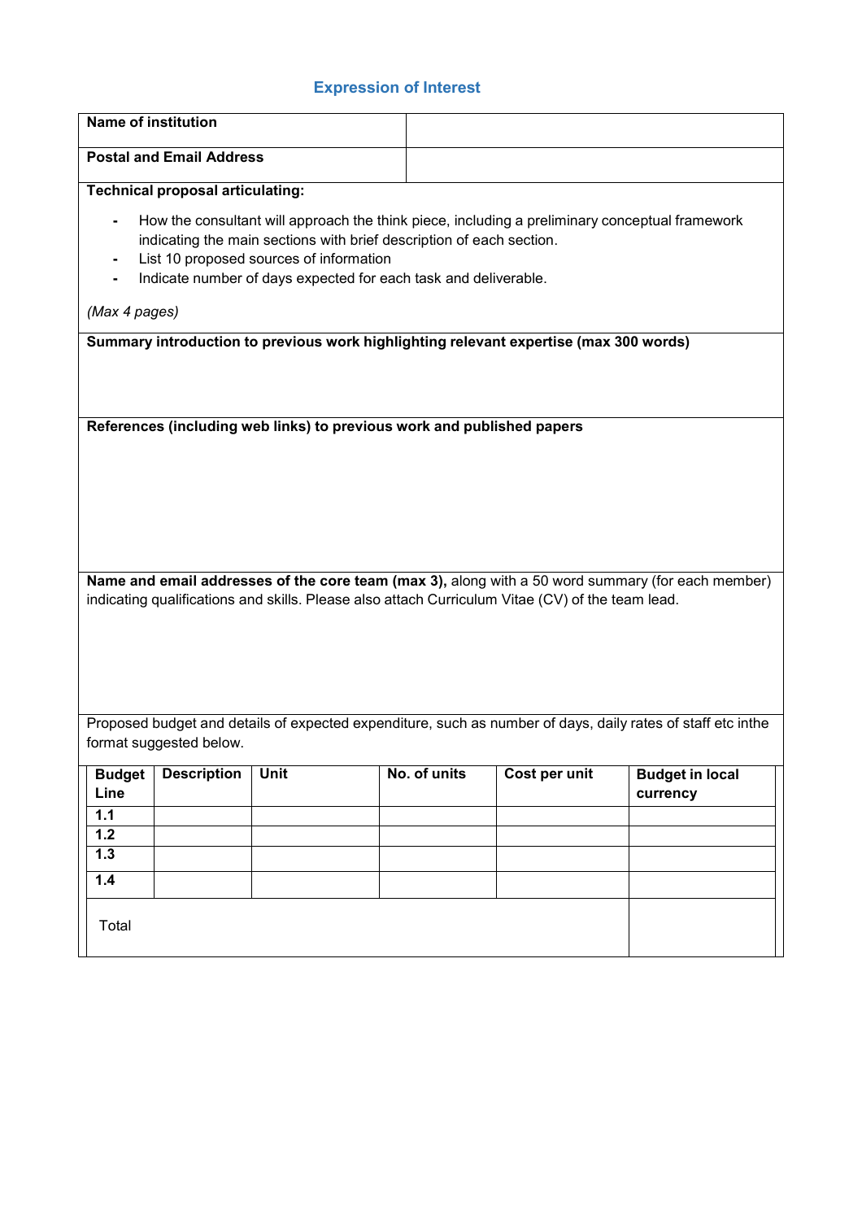## Expression of Interest

| | |
|---|---|
| **Name of institution** | |
| **Postal and Email Address** | |

**Technical proposal articulating:**

- How the consultant will approach the think piece, including a preliminary conceptual framework indicating the main sections with brief description of each section.
- List 10 proposed sources of information
- Indicate number of days expected for each task and deliverable.

*(Max 4 pages)*

**Summary introduction to previous work highlighting relevant expertise (max 300 words)**

**References (including web links) to previous work and published papers**

**Name and email addresses of the core team (max 3),** along with a 50 word summary (for each member) indicating qualifications and skills. Please also attach Curriculum Vitae (CV) of the team lead.

Proposed budget and details of expected expenditure, such as number of days, daily rates of staff etc inthe format suggested below.

| Budget Line | Description | Unit | No. of units | Cost per unit | Budget in local currency |
|---|---|---|---|---|---|
| 1.1 | | | | | |
| 1.2 | | | | | |
| 1.3 | | | | | |
| 1.4 | | | | | |
| Total | | | | | |